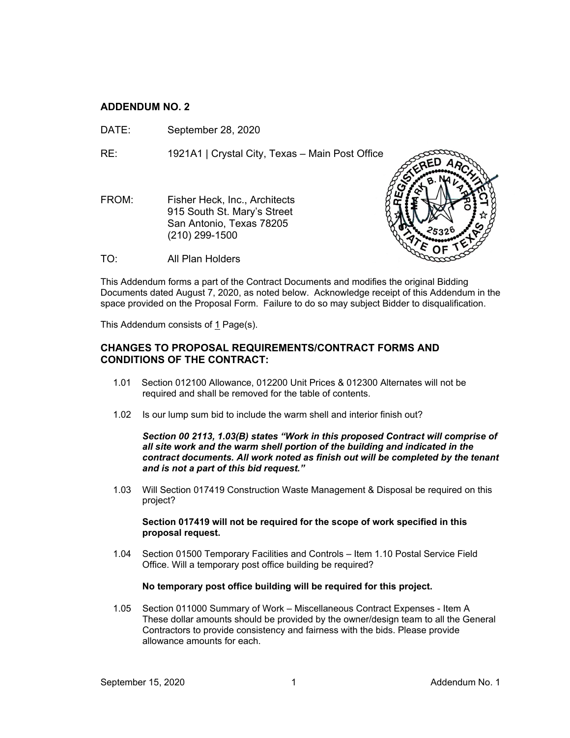## ADDENDUM NO. 2

DATE: September 28, 2020

RE: 1921A1 | Crystal City, Texas – Main Post Office

FROM: Fisher Heck, Inc., Architects
915 South St. Mary's Street
San Antonio, Texas 78205
(210) 299-1500

TO: All Plan Holders

This Addendum forms a part of the Contract Documents and modifies the original Bidding Documents dated August 7, 2020, as noted below. Acknowledge receipt of this Addendum in the space provided on the Proposal Form. Failure to do so may subject Bidder to disqualification.

This Addendum consists of 1 Page(s).

### CHANGES TO PROPOSAL REQUIREMENTS/CONTRACT FORMS AND CONDITIONS OF THE CONTRACT:

1.01 Section 012100 Allowance, 012200 Unit Prices & 012300 Alternates will not be required and shall be removed for the table of contents.

1.02 Is our lump sum bid to include the warm shell and interior finish out?

***Section 00 2113, 1.03(B) states "Work in this proposed Contract will comprise of all site work and the warm shell portion of the building and indicated in the contract documents. All work noted as finish out will be completed by the tenant and is not a part of this bid request."***

1.03 Will Section 017419 Construction Waste Management & Disposal be required on this project?

**Section 017419 will not be required for the scope of work specified in this proposal request.**

1.04 Section 01500 Temporary Facilities and Controls – Item 1.10 Postal Service Field Office. Will a temporary post office building be required?

**No temporary post office building will be required for this project.**

1.05 Section 011000 Summary of Work – Miscellaneous Contract Expenses - Item A These dollar amounts should be provided by the owner/design team to all the General Contractors to provide consistency and fairness with the bids. Please provide allowance amounts for each.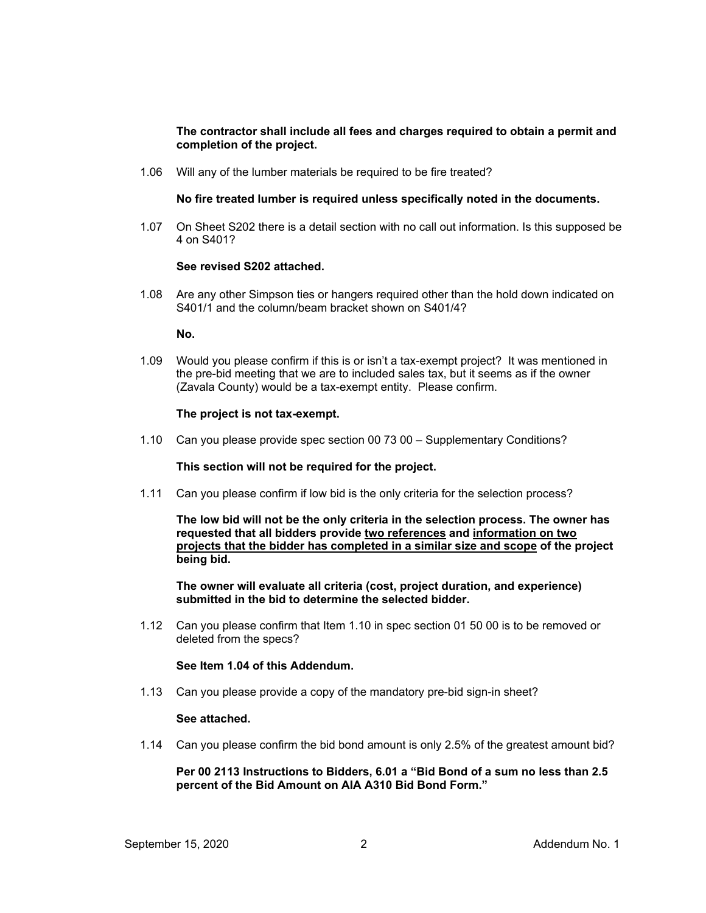**The contractor shall include all fees and charges required to obtain a permit and completion of the project.**

1.06 Will any of the lumber materials be required to be fire treated?

**No fire treated lumber is required unless specifically noted in the documents.**

1.07 On Sheet S202 there is a detail section with no call out information. Is this supposed be 4 on S401?

**See revised S202 attached.**

1.08 Are any other Simpson ties or hangers required other than the hold down indicated on S401/1 and the column/beam bracket shown on S401/4?

**No.**

1.09 Would you please confirm if this is or isn't a tax-exempt project? It was mentioned in the pre-bid meeting that we are to included sales tax, but it seems as if the owner (Zavala County) would be a tax-exempt entity. Please confirm.

**The project is not tax-exempt.**

1.10 Can you please provide spec section 00 73 00 – Supplementary Conditions?

**This section will not be required for the project.**

1.11 Can you please confirm if low bid is the only criteria for the selection process?

**The low bid will not be the only criteria in the selection process. The owner has requested that all bidders provide <u>two references</u> and <u>information on two projects that the bidder has completed in a similar size and scope</u> of the project being bid.**

**The owner will evaluate all criteria (cost, project duration, and experience) submitted in the bid to determine the selected bidder.**

1.12 Can you please confirm that Item 1.10 in spec section 01 50 00 is to be removed or deleted from the specs?

**See Item 1.04 of this Addendum.**

1.13 Can you please provide a copy of the mandatory pre-bid sign-in sheet?

**See attached.**

1.14 Can you please confirm the bid bond amount is only 2.5% of the greatest amount bid?

**Per 00 2113 Instructions to Bidders, 6.01 a "Bid Bond of a sum no less than 2.5 percent of the Bid Amount on AIA A310 Bid Bond Form."**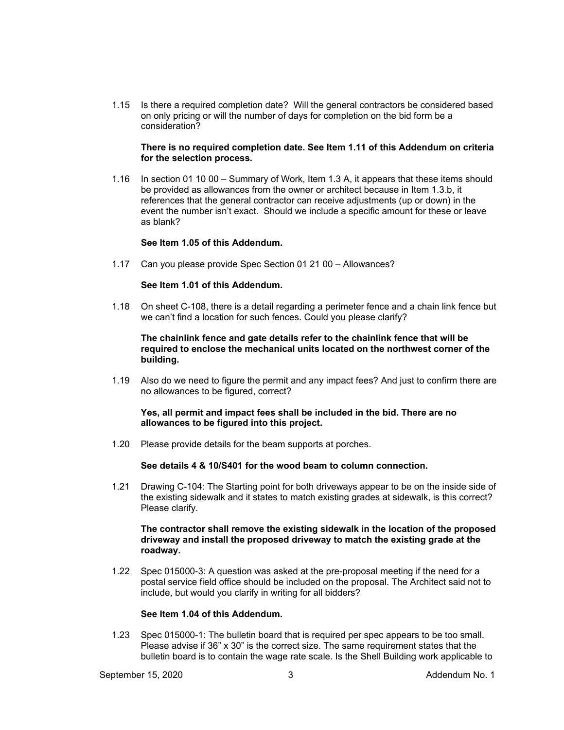1.15 Is there a required completion date? Will the general contractors be considered based on only pricing or will the number of days for completion on the bid form be a consideration?

**There is no required completion date. See Item 1.11 of this Addendum on criteria for the selection process.**

1.16 In section 01 10 00 – Summary of Work, Item 1.3 A, it appears that these items should be provided as allowances from the owner or architect because in Item 1.3.b, it references that the general contractor can receive adjustments (up or down) in the event the number isn't exact. Should we include a specific amount for these or leave as blank?

**See Item 1.05 of this Addendum.**

1.17 Can you please provide Spec Section 01 21 00 – Allowances?

**See Item 1.01 of this Addendum.**

1.18 On sheet C-108, there is a detail regarding a perimeter fence and a chain link fence but we can't find a location for such fences. Could you please clarify?

**The chainlink fence and gate details refer to the chainlink fence that will be required to enclose the mechanical units located on the northwest corner of the building.**

1.19 Also do we need to figure the permit and any impact fees? And just to confirm there are no allowances to be figured, correct?

**Yes, all permit and impact fees shall be included in the bid. There are no allowances to be figured into this project.**

1.20 Please provide details for the beam supports at porches.

**See details 4 & 10/S401 for the wood beam to column connection.**

1.21 Drawing C-104: The Starting point for both driveways appear to be on the inside side of the existing sidewalk and it states to match existing grades at sidewalk, is this correct? Please clarify.

**The contractor shall remove the existing sidewalk in the location of the proposed driveway and install the proposed driveway to match the existing grade at the roadway.**

1.22 Spec 015000-3: A question was asked at the pre-proposal meeting if the need for a postal service field office should be included on the proposal. The Architect said not to include, but would you clarify in writing for all bidders?

**See Item 1.04 of this Addendum.**

1.23 Spec 015000-1: The bulletin board that is required per spec appears to be too small. Please advise if 36" x 30" is the correct size. The same requirement states that the bulletin board is to contain the wage rate scale. Is the Shell Building work applicable to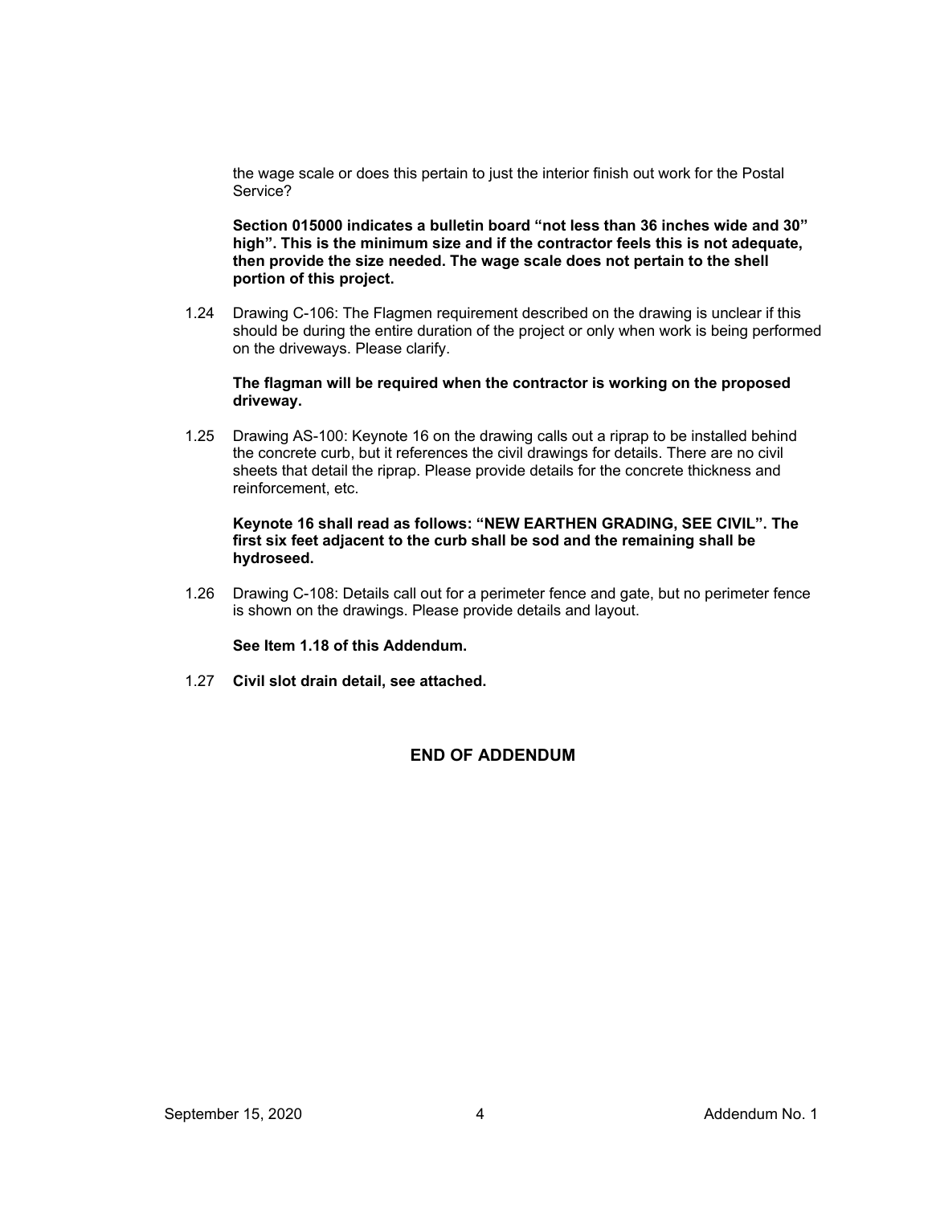the wage scale or does this pertain to just the interior finish out work for the Postal Service?

**Section 015000 indicates a bulletin board "not less than 36 inches wide and 30" high". This is the minimum size and if the contractor feels this is not adequate, then provide the size needed. The wage scale does not pertain to the shell portion of this project.**

1.24 Drawing C-106: The Flagmen requirement described on the drawing is unclear if this should be during the entire duration of the project or only when work is being performed on the driveways. Please clarify.

**The flagman will be required when the contractor is working on the proposed driveway.**

1.25 Drawing AS-100: Keynote 16 on the drawing calls out a riprap to be installed behind the concrete curb, but it references the civil drawings for details. There are no civil sheets that detail the riprap. Please provide details for the concrete thickness and reinforcement, etc.

**Keynote 16 shall read as follows: "NEW EARTHEN GRADING, SEE CIVIL". The first six feet adjacent to the curb shall be sod and the remaining shall be hydroseed.**

1.26 Drawing C-108: Details call out for a perimeter fence and gate, but no perimeter fence is shown on the drawings. Please provide details and layout.

**See Item 1.18 of this Addendum.**

1.27 **Civil slot drain detail, see attached.**

## END OF ADDENDUM